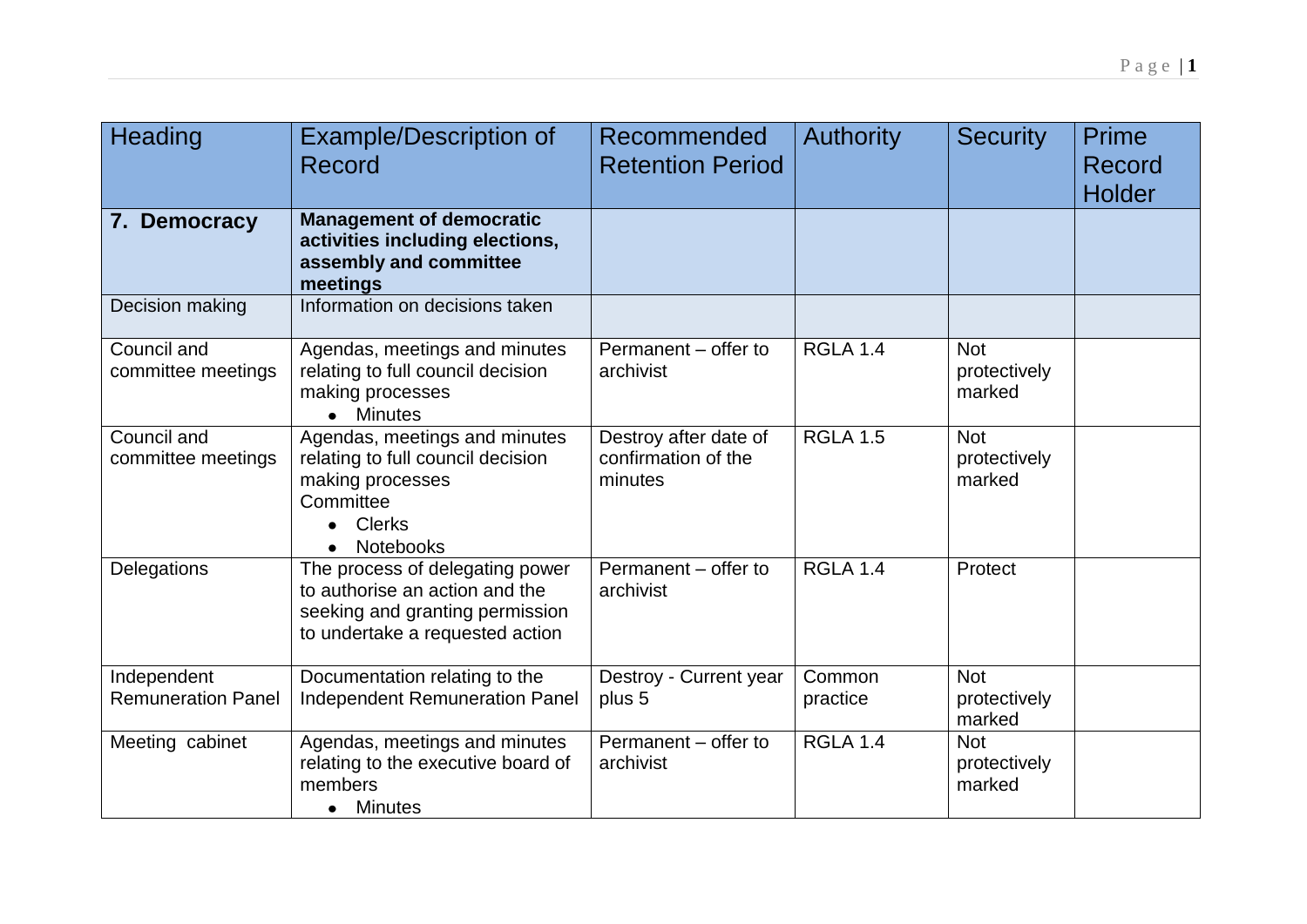| Heading | Example/Description of Record | Recommended Retention Period | Authority | Security | Prime Record Holder |
|---|---|---|---|---|---|
| **7. Democracy** | **Management of democratic activities including elections, assembly and committee meetings** | | | | |
| Decision making | Information on decisions taken | | | | |
| Council and committee meetings | Agendas, meetings and minutes relating to full council decision making processes<br>• Minutes | Permanent – offer to archivist | RGLA 1.4 | Not protectively marked | |
| Council and committee meetings | Agendas, meetings and minutes relating to full council decision making processes<br>Committee<br>• Clerks<br>• Notebooks | Destroy after date of confirmation of the minutes | RGLA 1.5 | Not protectively marked | |
| Delegations | The process of delegating power to authorise an action and the seeking and granting permission to undertake a requested action | Permanent – offer to archivist | RGLA 1.4 | Protect | |
| Independent Remuneration Panel | Documentation relating to the Independent Remuneration Panel | Destroy - Current year plus 5 | Common practice | Not protectively marked | |
| Meeting cabinet | Agendas, meetings and minutes relating to the executive board of members<br>• Minutes | Permanent – offer to archivist | RGLA 1.4 | Not protectively marked | |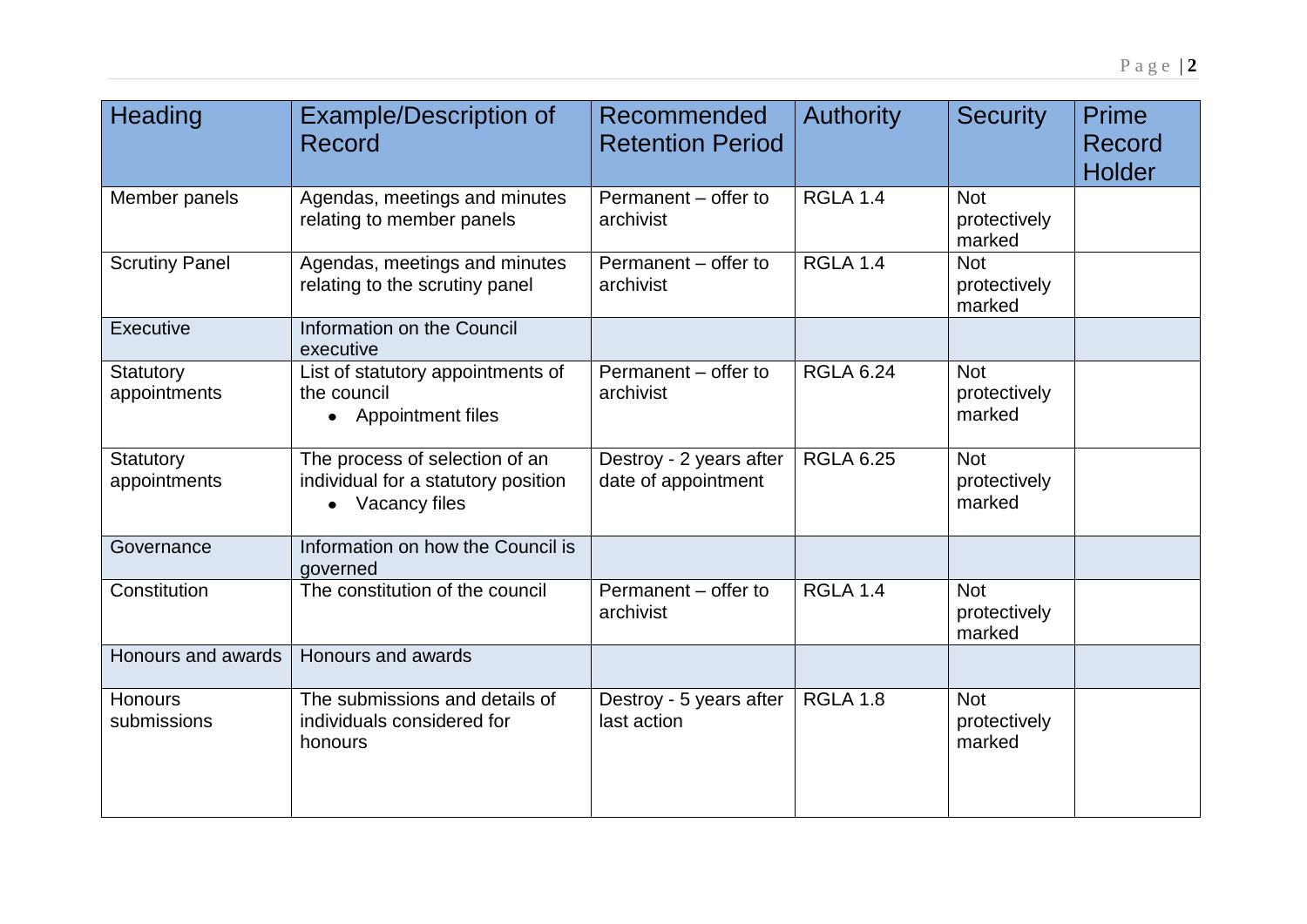| Heading | Example/Description of Record | Recommended Retention Period | Authority | Security | Prime Record Holder |
|---|---|---|---|---|---|
| Member panels | Agendas, meetings and minutes relating to member panels | Permanent – offer to archivist | RGLA 1.4 | Not protectively marked | |
| Scrutiny Panel | Agendas, meetings and minutes relating to the scrutiny panel | Permanent – offer to archivist | RGLA 1.4 | Not protectively marked | |
| Executive | Information on the Council executive | | | | |
| Statutory appointments | List of statutory appointments of the council<br>• Appointment files | Permanent – offer to archivist | RGLA 6.24 | Not protectively marked | |
| Statutory appointments | The process of selection of an individual for a statutory position<br>• Vacancy files | Destroy - 2 years after date of appointment | RGLA 6.25 | Not protectively marked | |
| Governance | Information on how the Council is governed | | | | |
| Constitution | The constitution of the council | Permanent – offer to archivist | RGLA 1.4 | Not protectively marked | |
| Honours and awards | Honours and awards | | | | |
| Honours submissions | The submissions and details of individuals considered for honours | Destroy - 5 years after last action | RGLA 1.8 | Not protectively marked | |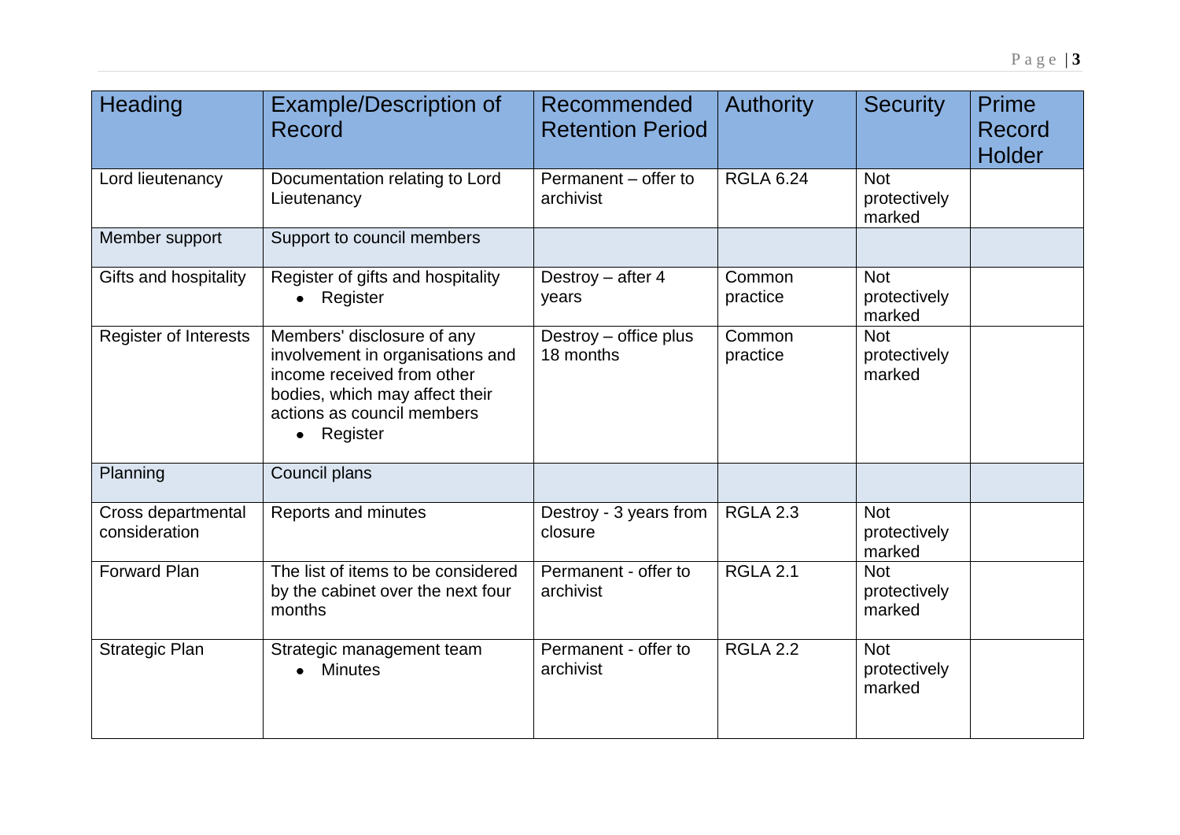| Heading | Example/Description of Record | Recommended Retention Period | Authority | Security | Prime Record Holder |
|---|---|---|---|---|---|
| Lord lieutenancy | Documentation relating to Lord Lieutenancy | Permanent – offer to archivist | RGLA 6.24 | Not protectively marked | |
| Member support | Support to council members | | | | |
| Gifts and hospitality | Register of gifts and hospitality<br>• Register | Destroy – after 4 years | Common practice | Not protectively marked | |
| Register of Interests | Members' disclosure of any involvement in organisations and income received from other bodies, which may affect their actions as council members<br>• Register | Destroy – office plus 18 months | Common practice | Not protectively marked | |
| Planning | Council plans | | | | |
| Cross departmental consideration | Reports and minutes | Destroy - 3 years from closure | RGLA 2.3 | Not protectively marked | |
| Forward Plan | The list of items to be considered by the cabinet over the next four months | Permanent - offer to archivist | RGLA 2.1 | Not protectively marked | |
| Strategic Plan | Strategic management team<br>• Minutes | Permanent - offer to archivist | RGLA 2.2 | Not protectively marked | |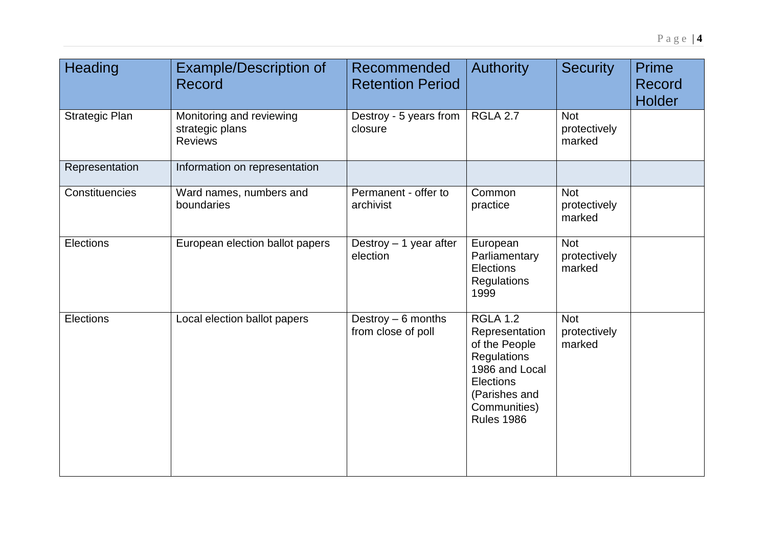| Heading | Example/Description of Record | Recommended Retention Period | Authority | Security | Prime Record Holder |
|---|---|---|---|---|---|
| Strategic Plan | Monitoring and reviewing strategic plans<br>Reviews | Destroy - 5 years from closure | RGLA 2.7 | Not protectively marked | |
| Representation | Information on representation | | | | |
| Constituencies | Ward names, numbers and boundaries | Permanent - offer to archivist | Common practice | Not protectively marked | |
| Elections | European election ballot papers | Destroy – 1 year after election | European Parliamentary Elections Regulations 1999 | Not protectively marked | |
| Elections | Local election ballot papers | Destroy – 6 months from close of poll | RGLA 1.2 Representation of the People Regulations 1986 and Local Elections (Parishes and Communities) Rules 1986 | Not protectively marked | |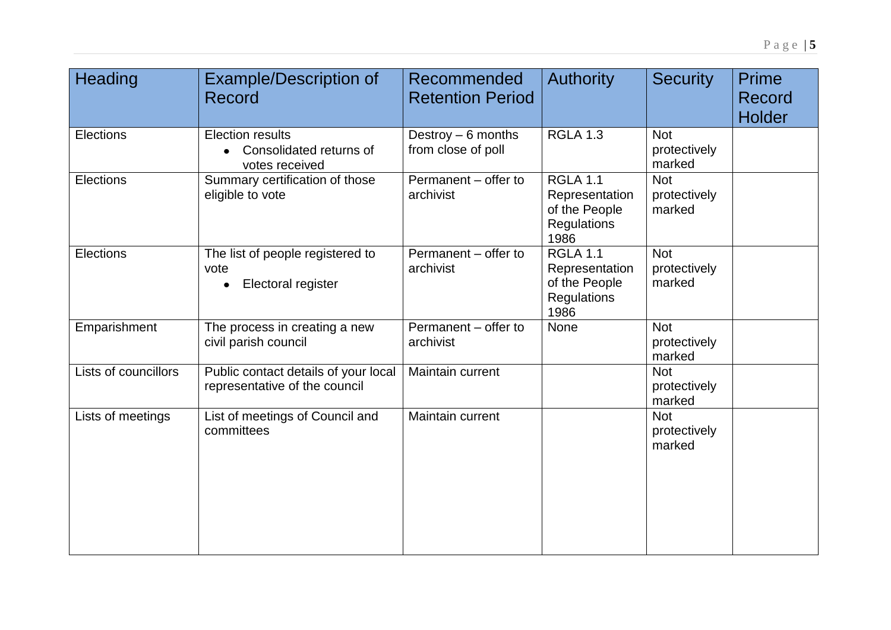| Heading | Example/Description of Record | Recommended Retention Period | Authority | Security | Prime Record Holder |
|---|---|---|---|---|---|
| Elections | Election results<br>• Consolidated returns of votes received | Destroy – 6 months from close of poll | RGLA 1.3 | Not protectively marked | |
| Elections | Summary certification of those eligible to vote | Permanent – offer to archivist | RGLA 1.1 Representation of the People Regulations 1986 | Not protectively marked | |
| Elections | The list of people registered to vote<br>• Electoral register | Permanent – offer to archivist | RGLA 1.1 Representation of the People Regulations 1986 | Not protectively marked | |
| Emparishment | The process in creating a new civil parish council | Permanent – offer to archivist | None | Not protectively marked | |
| Lists of councillors | Public contact details of your local representative of the council | Maintain current | | Not protectively marked | |
| Lists of meetings | List of meetings of Council and committees | Maintain current | | Not protectively marked | |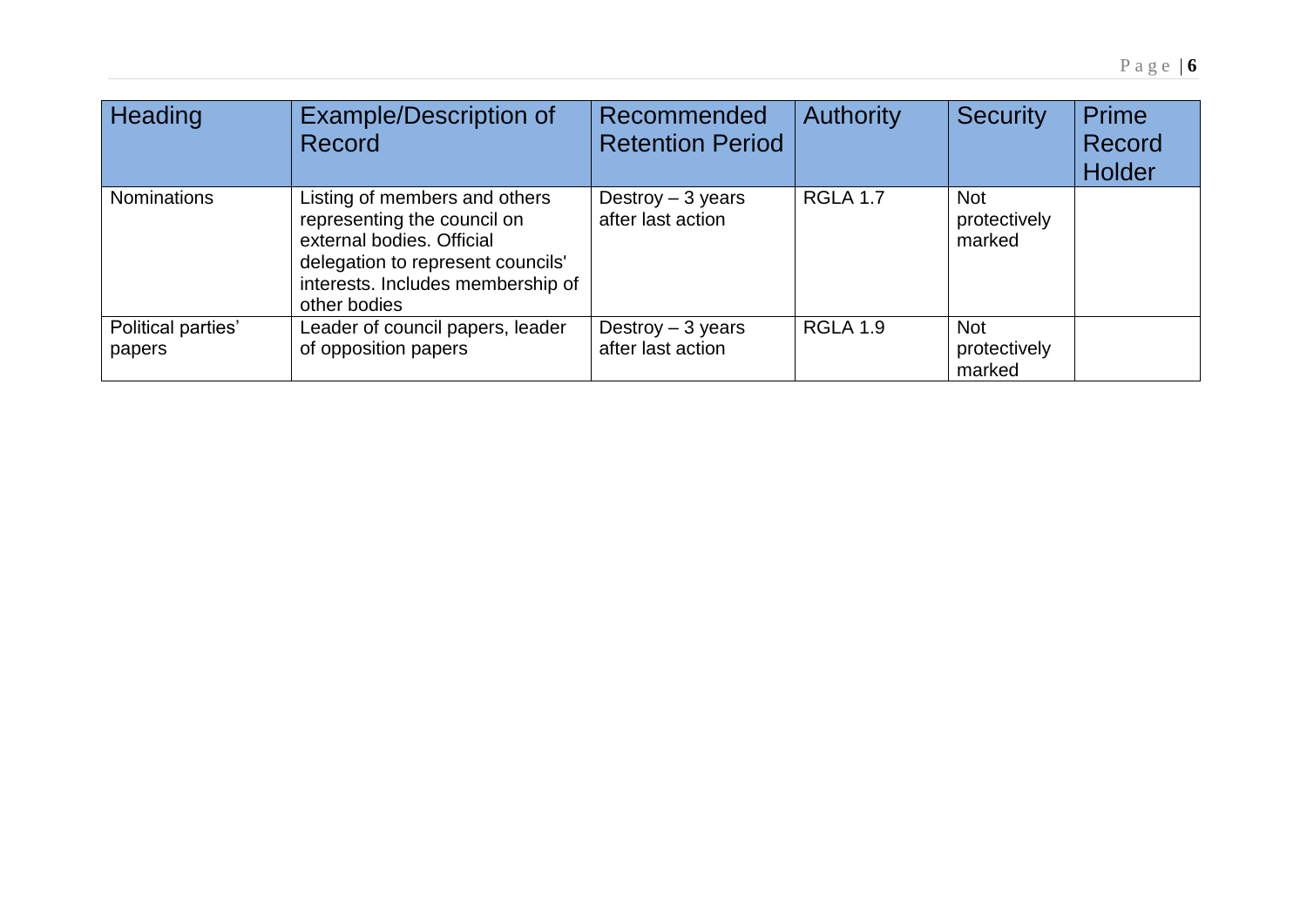| Heading | Example/Description of Record | Recommended Retention Period | Authority | Security | Prime Record Holder |
|---|---|---|---|---|---|
| Nominations | Listing of members and others representing the council on external bodies. Official delegation to represent councils' interests. Includes membership of other bodies | Destroy – 3 years after last action | RGLA 1.7 | Not protectively marked | |
| Political parties' papers | Leader of council papers, leader of opposition papers | Destroy – 3 years after last action | RGLA 1.9 | Not protectively marked | |